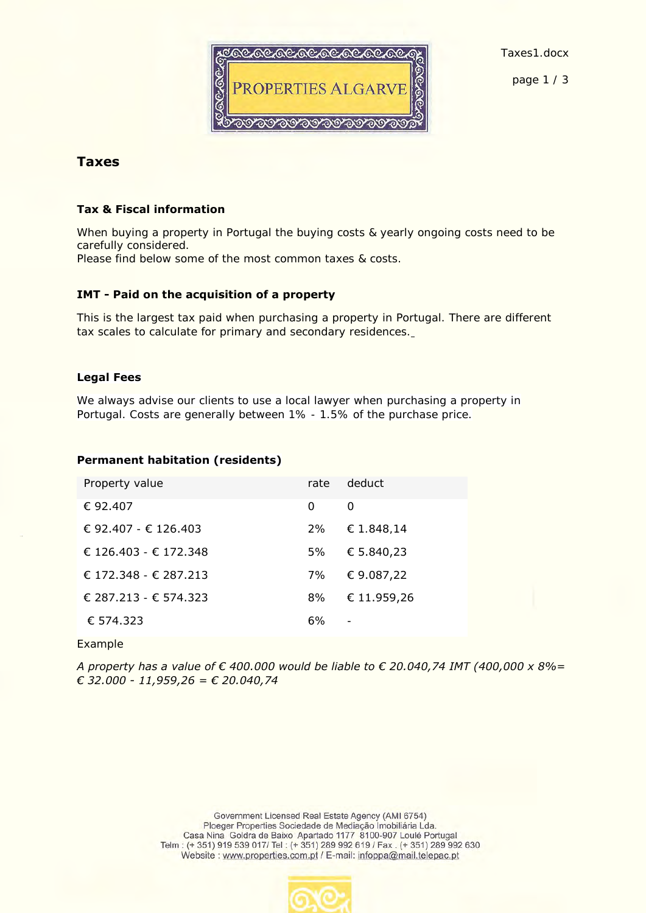# Taxes

### Tax & Fiscal information

When buying a property in Portugal the buying costs & yearly ongoing costs need to be carefully considered.
Please find below some of the most common taxes & costs.

### IMT - Paid on the acquisition of a property

This is the largest tax paid when purchasing a property in Portugal. There are different tax scales to calculate for primary and secondary residences.

### Legal Fees

We always advise our clients to use a local lawyer when purchasing a property in Portugal. Costs are generally between 1% - 1.5% of the purchase price.

### Permanent habitation (residents)

| Property value | rate | deduct |
|---|---|---|
| € 92.407 | 0 | 0 |
| € 92.407 - € 126.403 | 2% | € 1.848,14 |
| € 126.403 - € 172.348 | 5% | € 5.840,23 |
| € 172.348 - € 287.213 | 7% | € 9.087,22 |
| € 287.213 - € 574.323 | 8% | € 11.959,26 |
| € 574.323 | 6% | - |

Example

*A property has a value of € 400.000 would be liable to € 20.040,74 IMT (400,000 x 8%= € 32.000 - 11,959,26 = € 20.040,74*

Government Licensed Real Estate Agency (AMI 6754)
Ploeger Properties Sociedade de Mediação Imobiliária Lda.
Casa Nina Goldra de Baixo Apartado 1177 8100-907 Loulé Portugal
Telm : (+ 351) 919 539 017/ Tel : (+ 351) 289 992 619 / Fax . (+ 351) 289 992 630
Website : www.properties.com.pt / E-mail: infoppa@mail.telepac.pt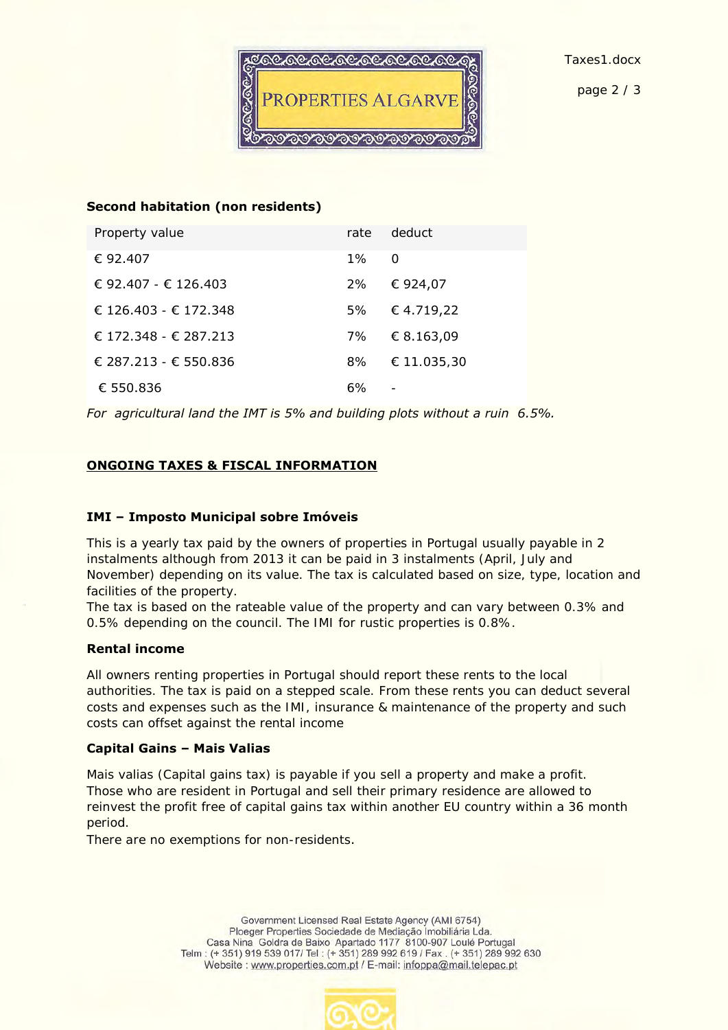**Second habitation (non residents)**

| Property value | rate | deduct |
|---|---|---|
| € 92.407 | 1% | 0 |
| € 92.407 - € 126.403 | 2% | € 924,07 |
| € 126.403 - € 172.348 | 5% | € 4.719,22 |
| € 172.348 - € 287.213 | 7% | € 8.163,09 |
| € 287.213 - € 550.836 | 8% | € 11.035,30 |
| € 550.836 | 6% | - |

*For agricultural land the IMT is 5% and building plots without a ruin 6.5%.*

## ONGOING TAXES & FISCAL INFORMATION

### IMI – Imposto Municipal sobre Imóveis

This is a yearly tax paid by the owners of properties in Portugal usually payable in 2 instalments although from 2013 it can be paid in 3 instalments (April, July and November) depending on its value. The tax is calculated based on size, type, location and facilities of the property.
The tax is based on the rateable value of the property and can vary between 0.3% and 0.5% depending on the council. The IMI for rustic properties is 0.8%.

### Rental income

All owners renting properties in Portugal should report these rents to the local authorities. The tax is paid on a stepped scale. From these rents you can deduct several costs and expenses such as the IMI, insurance & maintenance of the property and such costs can offset against the rental income

### Capital Gains – Mais Valias

Mais valias (Capital gains tax) is payable if you sell a property and make a profit.
Those who are resident in Portugal and sell their primary residence are allowed to reinvest the profit free of capital gains tax within another EU country within a 36 month period.
There are no exemptions for non-residents.

Government Licensed Real Estate Agency (AMI 6754)
Ploeger Properties Sociedade de Mediação Imobiliária Lda.
Casa Nina Goldra de Baixo Apartado 1177 8100-907 Loulé Portugal
Telm : (+ 351) 919 539 017/ Tel : (+ 351) 289 992 619 / Fax . (+ 351) 289 992 630
Website : www.properties.com.pt / E-mail: infoppa@mail.telepac.pt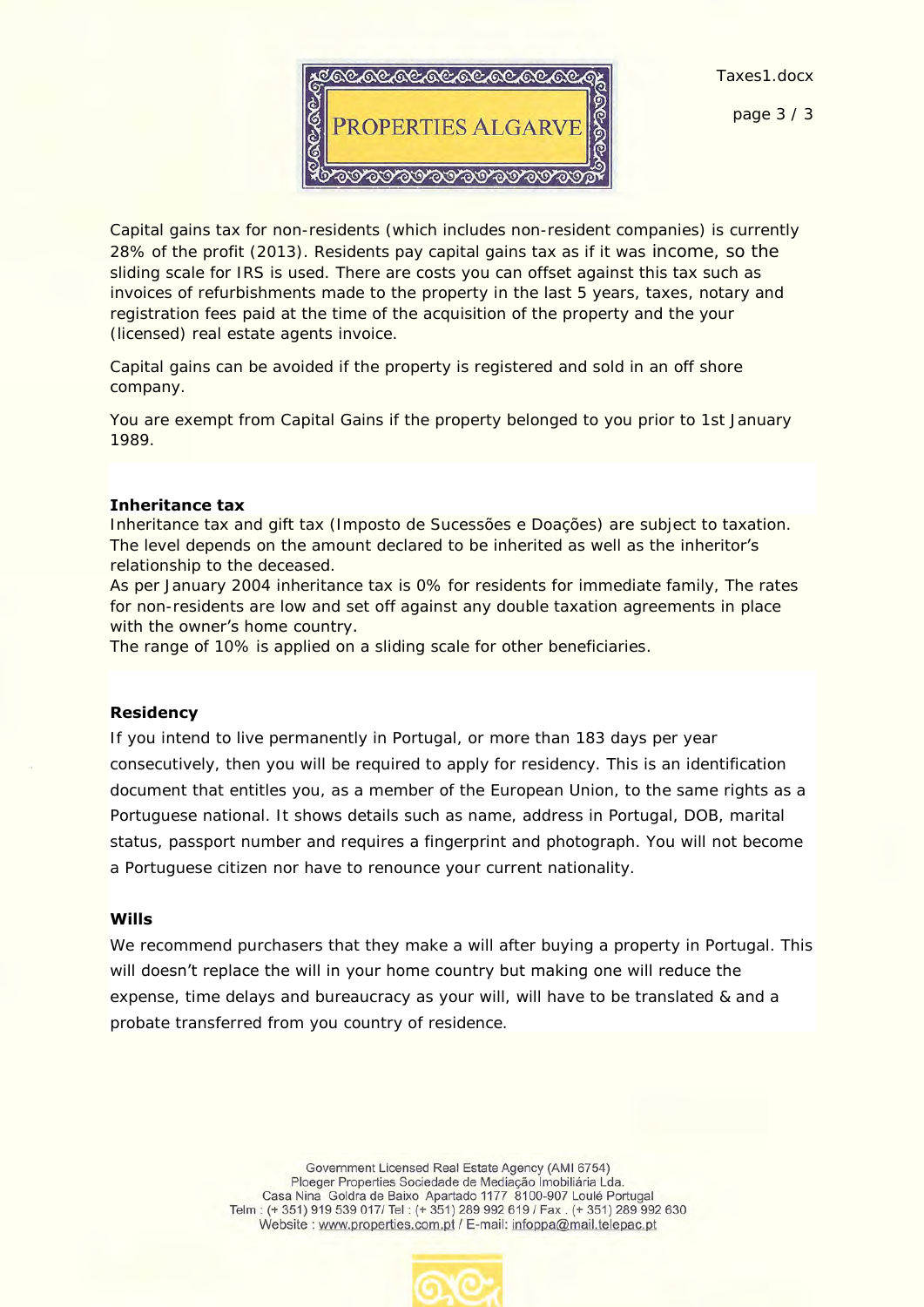Capital gains tax for non-residents (which includes non-resident companies) is currently 28% of the profit (2013). Residents pay capital gains tax as if it was income, so the sliding scale for IRS is used. There are costs you can offset against this tax such as invoices of refurbishments made to the property in the last 5 years, taxes, notary and registration fees paid at the time of the acquisition of the property and the your (licensed) real estate agents invoice.

Capital gains can be avoided if the property is registered and sold in an off shore company.

You are exempt from Capital Gains if the property belonged to you prior to 1st January 1989.

**Inheritance tax**

Inheritance tax and gift tax (Imposto de Sucessões e Doações) are subject to taxation. The level depends on the amount declared to be inherited as well as the inheritor's relationship to the deceased.
As per January 2004 inheritance tax is 0% for residents for immediate family, The rates for non-residents are low and set off against any double taxation agreements in place with the owner's home country.
The range of 10% is applied on a sliding scale for other beneficiaries.

**Residency**

If you intend to live permanently in Portugal, or more than 183 days per year consecutively, then you will be required to apply for residency. This is an identification document that entitles you, as a member of the European Union, to the same rights as a Portuguese national. It shows details such as name, address in Portugal, DOB, marital status, passport number and requires a fingerprint and photograph. You will not become a Portuguese citizen nor have to renounce your current nationality.

**Wills**

We recommend purchasers that they make a will after buying a property in Portugal. This will doesn't replace the will in your home country but making one will reduce the expense, time delays and bureaucracy as your will, will have to be translated & and a probate transferred from you country of residence.